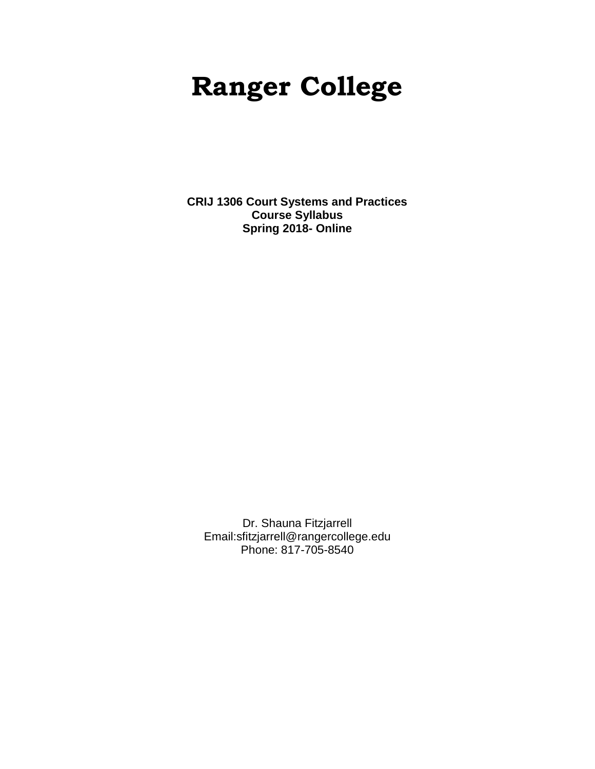# Ranger College

**CRIJ 1306 Court Systems and Practices**
**Course Syllabus**
**Spring 2018- Online**

Dr. Shauna Fitzjarrell
Email:sfitzjarrell@rangercollege.edu
Phone: 817-705-8540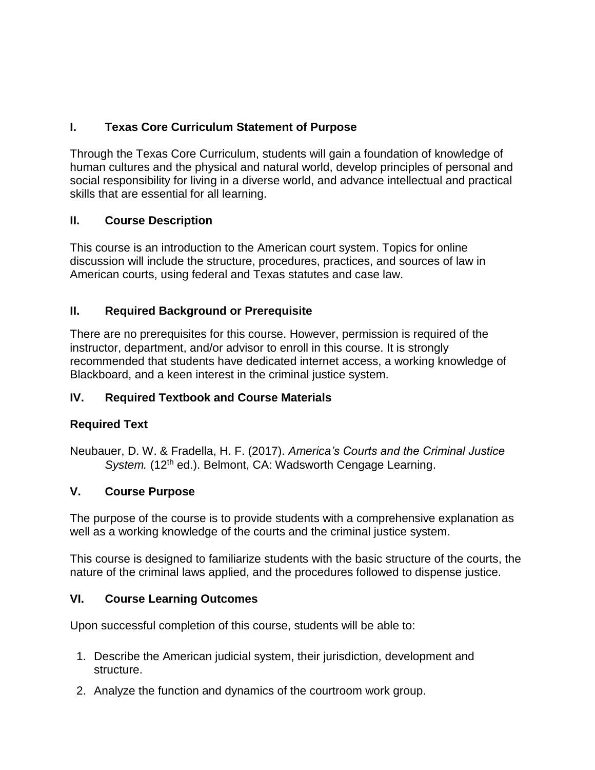## I. Texas Core Curriculum Statement of Purpose

Through the Texas Core Curriculum, students will gain a foundation of knowledge of human cultures and the physical and natural world, develop principles of personal and social responsibility for living in a diverse world, and advance intellectual and practical skills that are essential for all learning.

## II. Course Description

This course is an introduction to the American court system. Topics for online discussion will include the structure, procedures, practices, and sources of law in American courts, using federal and Texas statutes and case law.

## II. Required Background or Prerequisite

There are no prerequisites for this course. However, permission is required of the instructor, department, and/or advisor to enroll in this course. It is strongly recommended that students have dedicated internet access, a working knowledge of Blackboard, and a keen interest in the criminal justice system.

## IV. Required Textbook and Course Materials

### Required Text

Neubauer, D. W. & Fradella, H. F. (2017). *America's Courts and the Criminal Justice System.* (12th ed.). Belmont, CA: Wadsworth Cengage Learning.

## V. Course Purpose

The purpose of the course is to provide students with a comprehensive explanation as well as a working knowledge of the courts and the criminal justice system.

This course is designed to familiarize students with the basic structure of the courts, the nature of the criminal laws applied, and the procedures followed to dispense justice.

## VI. Course Learning Outcomes

Upon successful completion of this course, students will be able to:

1. Describe the American judicial system, their jurisdiction, development and structure.
2. Analyze the function and dynamics of the courtroom work group.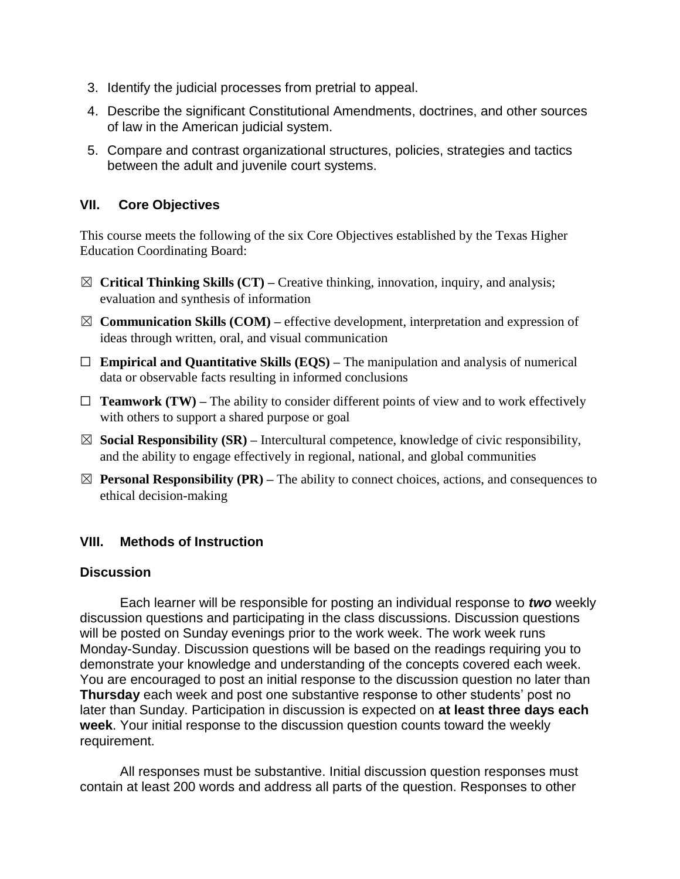3. Identify the judicial processes from pretrial to appeal.
4. Describe the significant Constitutional Amendments, doctrines, and other sources of law in the American judicial system.
5. Compare and contrast organizational structures, policies, strategies and tactics between the adult and juvenile court systems.

## VII. Core Objectives

This course meets the following of the six Core Objectives established by the Texas Higher Education Coordinating Board:

☒ **Critical Thinking Skills (CT) –** Creative thinking, innovation, inquiry, and analysis; evaluation and synthesis of information

☒ **Communication Skills (COM) –** effective development, interpretation and expression of ideas through written, oral, and visual communication

☐ **Empirical and Quantitative Skills (EQS) –** The manipulation and analysis of numerical data or observable facts resulting in informed conclusions

☐ **Teamwork (TW) –** The ability to consider different points of view and to work effectively with others to support a shared purpose or goal

☒ **Social Responsibility (SR) –** Intercultural competence, knowledge of civic responsibility, and the ability to engage effectively in regional, national, and global communities

☒ **Personal Responsibility (PR) –** The ability to connect choices, actions, and consequences to ethical decision-making

## VIII. Methods of Instruction

### Discussion

Each learner will be responsible for posting an individual response to ***two*** weekly discussion questions and participating in the class discussions. Discussion questions will be posted on Sunday evenings prior to the work week. The work week runs Monday-Sunday. Discussion questions will be based on the readings requiring you to demonstrate your knowledge and understanding of the concepts covered each week. You are encouraged to post an initial response to the discussion question no later than **Thursday** each week and post one substantive response to other students' post no later than Sunday. Participation in discussion is expected on **at least three days each week**. Your initial response to the discussion question counts toward the weekly requirement.

All responses must be substantive. Initial discussion question responses must contain at least 200 words and address all parts of the question. Responses to other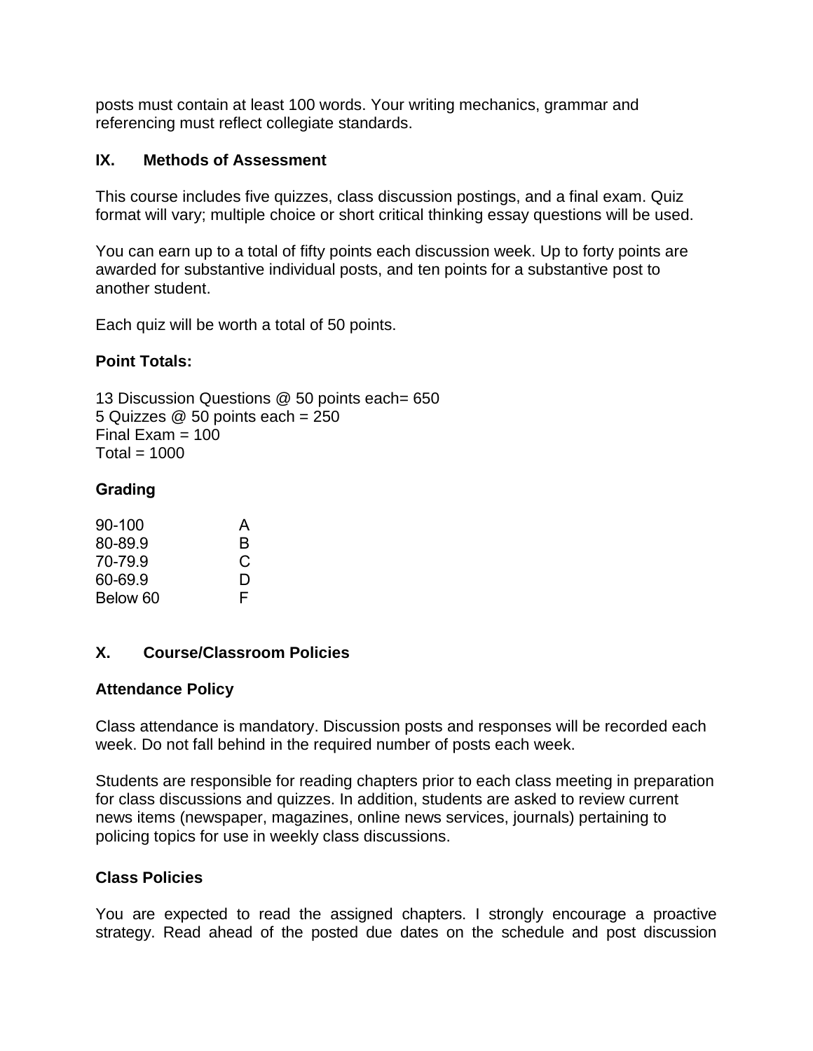posts must contain at least 100 words. Your writing mechanics, grammar and referencing must reflect collegiate standards.

## IX. Methods of Assessment

This course includes five quizzes, class discussion postings, and a final exam. Quiz format will vary; multiple choice or short critical thinking essay questions will be used.

You can earn up to a total of fifty points each discussion week. Up to forty points are awarded for substantive individual posts, and ten points for a substantive post to another student.

Each quiz will be worth a total of 50 points.

### Point Totals:

13 Discussion Questions @ 50 points each= 650
5 Quizzes @ 50 points each = 250
Final Exam = 100
Total = 1000

### Grading

| | |
|---|---|
| 90-100 | A |
| 80-89.9 | B |
| 70-79.9 | C |
| 60-69.9 | D |
| Below 60 | F |

## X. Course/Classroom Policies

### Attendance Policy

Class attendance is mandatory. Discussion posts and responses will be recorded each week. Do not fall behind in the required number of posts each week.

Students are responsible for reading chapters prior to each class meeting in preparation for class discussions and quizzes. In addition, students are asked to review current news items (newspaper, magazines, online news services, journals) pertaining to policing topics for use in weekly class discussions.

### Class Policies

You are expected to read the assigned chapters. I strongly encourage a proactive strategy. Read ahead of the posted due dates on the schedule and post discussion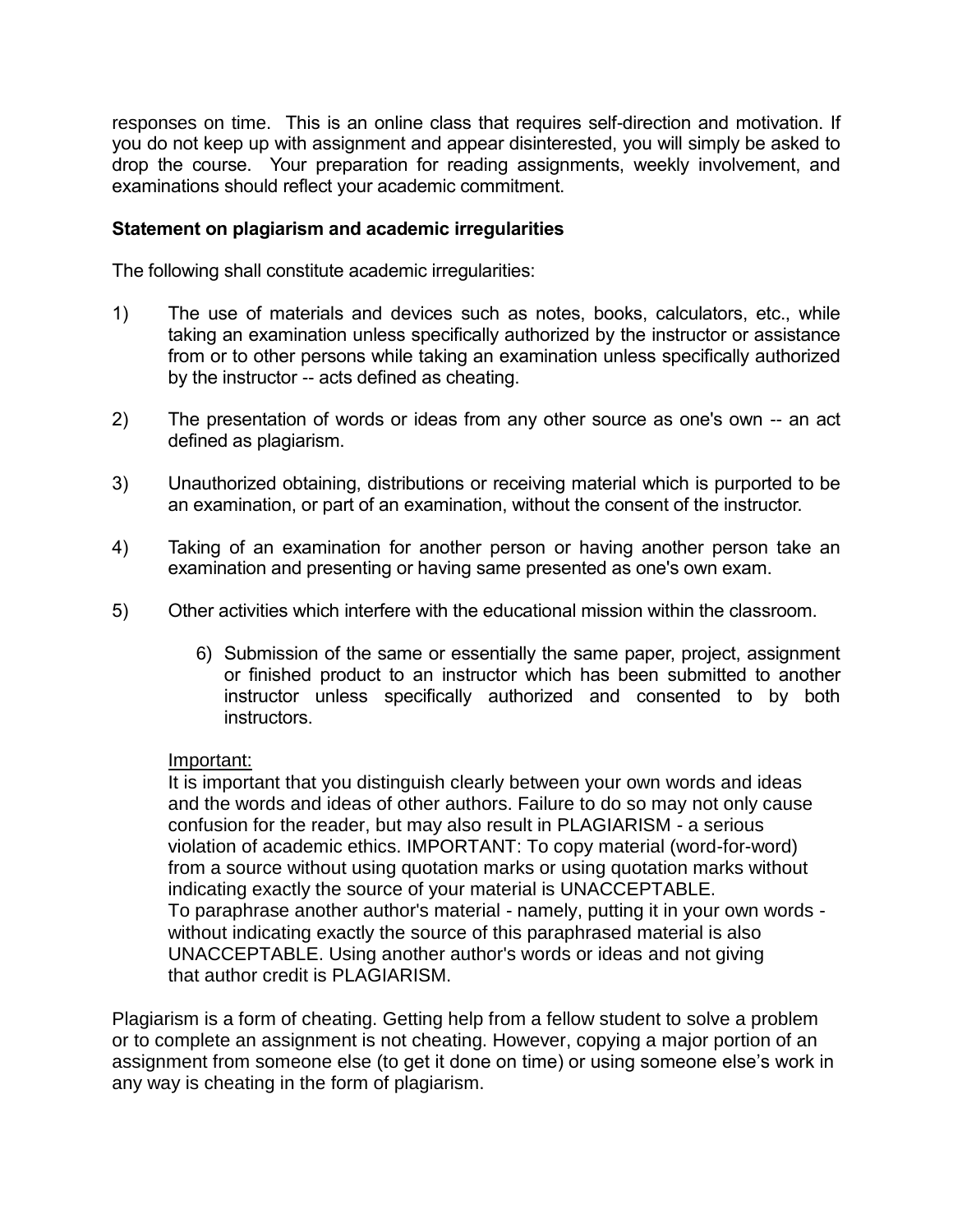responses on time. This is an online class that requires self-direction and motivation. If you do not keep up with assignment and appear disinterested, you will simply be asked to drop the course. Your preparation for reading assignments, weekly involvement, and examinations should reflect your academic commitment.

**Statement on plagiarism and academic irregularities**

The following shall constitute academic irregularities:

1) The use of materials and devices such as notes, books, calculators, etc., while taking an examination unless specifically authorized by the instructor or assistance from or to other persons while taking an examination unless specifically authorized by the instructor -- acts defined as cheating.

2) The presentation of words or ideas from any other source as one's own -- an act defined as plagiarism.

3) Unauthorized obtaining, distributions or receiving material which is purported to be an examination, or part of an examination, without the consent of the instructor.

4) Taking of an examination for another person or having another person take an examination and presenting or having same presented as one's own exam.

5) Other activities which interfere with the educational mission within the classroom.

6) Submission of the same or essentially the same paper, project, assignment or finished product to an instructor which has been submitted to another instructor unless specifically authorized and consented to by both instructors.

<u>Important:</u>
It is important that you distinguish clearly between your own words and ideas and the words and ideas of other authors. Failure to do so may not only cause confusion for the reader, but may also result in PLAGIARISM - a serious violation of academic ethics. IMPORTANT: To copy material (word-for-word) from a source without using quotation marks or using quotation marks without indicating exactly the source of your material is UNACCEPTABLE.
To paraphrase another author's material - namely, putting it in your own words - without indicating exactly the source of this paraphrased material is also UNACCEPTABLE. Using another author's words or ideas and not giving that author credit is PLAGIARISM.

Plagiarism is a form of cheating. Getting help from a fellow student to solve a problem or to complete an assignment is not cheating. However, copying a major portion of an assignment from someone else (to get it done on time) or using someone else's work in any way is cheating in the form of plagiarism.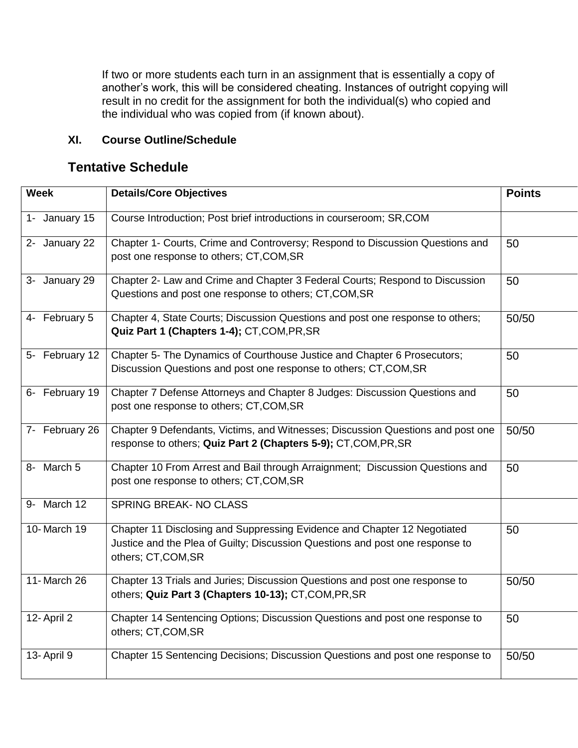If two or more students each turn in an assignment that is essentially a copy of another's work, this will be considered cheating. Instances of outright copying will result in no credit for the assignment for both the individual(s) who copied and the individual who was copied from (if known about).

### XI. Course Outline/Schedule

## Tentative Schedule

| Week | Details/Core Objectives | Points |
|---|---|---|
| 1- January 15 | Course Introduction; Post brief introductions in courseroom; SR,COM | |
| 2- January 22 | Chapter 1- Courts, Crime and Controversy; Respond to Discussion Questions and post one response to others; CT,COM,SR | 50 |
| 3- January 29 | Chapter 2- Law and Crime and Chapter 3 Federal Courts; Respond to Discussion Questions and post one response to others; CT,COM,SR | 50 |
| 4- February 5 | Chapter 4, State Courts; Discussion Questions and post one response to others; **Quiz Part 1 (Chapters 1-4);** CT,COM,PR,SR | 50/50 |
| 5- February 12 | Chapter 5- The Dynamics of Courthouse Justice and Chapter 6 Prosecutors; Discussion Questions and post one response to others; CT,COM,SR | 50 |
| 6- February 19 | Chapter 7 Defense Attorneys and Chapter 8 Judges: Discussion Questions and post one response to others; CT,COM,SR | 50 |
| 7- February 26 | Chapter 9 Defendants, Victims, and Witnesses; Discussion Questions and post one response to others; **Quiz Part 2 (Chapters 5-9);** CT,COM,PR,SR | 50/50 |
| 8- March 5 | Chapter 10 From Arrest and Bail through Arraignment; Discussion Questions and post one response to others; CT,COM,SR | 50 |
| 9- March 12 | SPRING BREAK- NO CLASS | |
| 10- March 19 | Chapter 11 Disclosing and Suppressing Evidence and Chapter 12 Negotiated Justice and the Plea of Guilty; Discussion Questions and post one response to others; CT,COM,SR | 50 |
| 11- March 26 | Chapter 13 Trials and Juries; Discussion Questions and post one response to others; **Quiz Part 3 (Chapters 10-13);** CT,COM,PR,SR | 50/50 |
| 12- April 2 | Chapter 14 Sentencing Options; Discussion Questions and post one response to others; CT,COM,SR | 50 |
| 13- April 9 | Chapter 15 Sentencing Decisions; Discussion Questions and post one response to | 50/50 |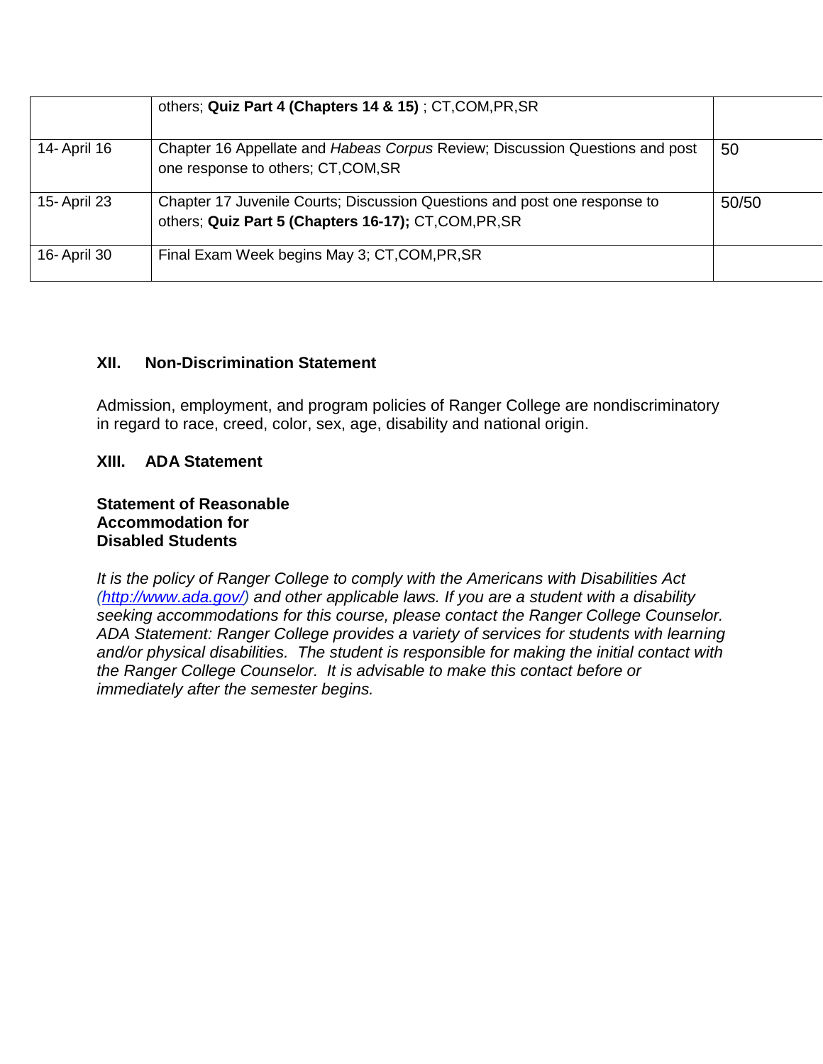| | | |
|---|---|---|
| | others; **Quiz Part 4 (Chapters 14 & 15)** ; CT,COM,PR,SR | |
| 14- April 16 | Chapter 16 Appellate and *Habeas Corpus* Review; Discussion Questions and post one response to others; CT,COM,SR | 50 |
| 15- April 23 | Chapter 17 Juvenile Courts; Discussion Questions and post one response to others; **Quiz Part 5 (Chapters 16-17);** CT,COM,PR,SR | 50/50 |
| 16- April 30 | Final Exam Week begins May 3; CT,COM,PR,SR | |

## XII. Non-Discrimination Statement

Admission, employment, and program policies of Ranger College are nondiscriminatory in regard to race, creed, color, sex, age, disability and national origin.

## XIII. ADA Statement

**Statement of Reasonable Accommodation for Disabled Students**

*It is the policy of Ranger College to comply with the Americans with Disabilities Act (http://www.ada.gov/) and other applicable laws. If you are a student with a disability seeking accommodations for this course, please contact the Ranger College Counselor. ADA Statement: Ranger College provides a variety of services for students with learning and/or physical disabilities. The student is responsible for making the initial contact with the Ranger College Counselor. It is advisable to make this contact before or immediately after the semester begins.*